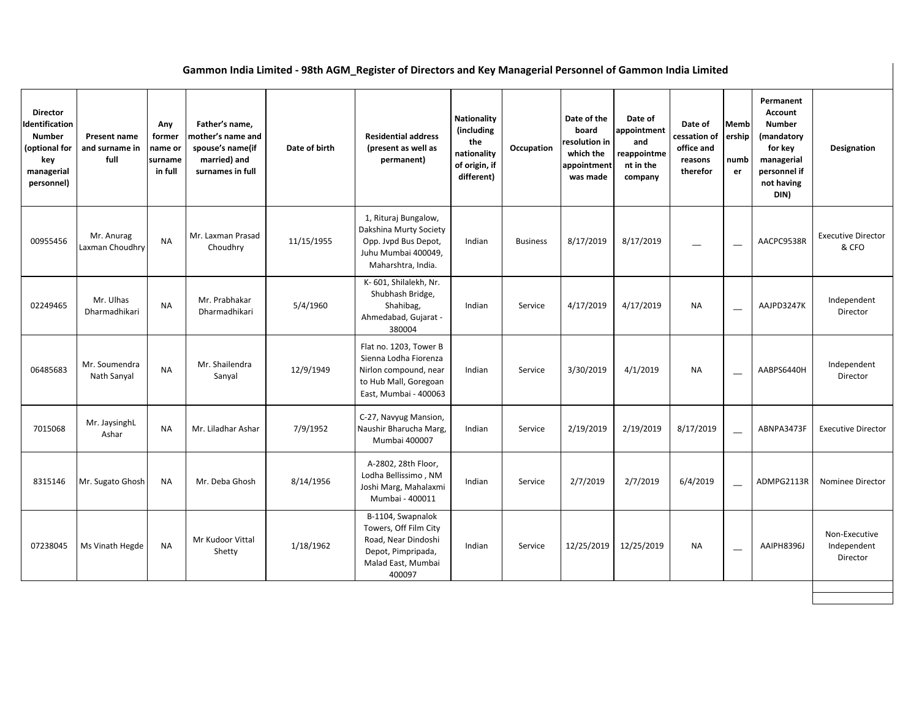# Gammon India Limited - 98th AGM_Register of Directors and Key Managerial Personnel of Gammon India Limited

| Director Identification Number (optional for key managerial personnel) | Present name and surname in full | Any former name or surname in full | Father's name, mother's name and spouse's name(if married) and surnames in full | Date of birth | Residential address (present as well as permanent) | Nationality (including the nationality of origin, if different) | Occupation | Date of the board resolution in which the appointment was made | Date of appointment and reappointment in the company | Date of cessation of office and reasons therefor | Membership number | Permanent Account Number (mandatory for key managerial personnel if not having DIN) | Designation |
|---|---|---|---|---|---|---|---|---|---|---|---|---|---|
| 00955456 | Mr. Anurag Laxman Choudhry | NA | Mr. Laxman Prasad Choudhry | 11/15/1955 | 1, Rituraj Bungalow, Dakshina Murty Society Opp. Jvpd Bus Depot, Juhu Mumbai 400049, Maharshtra, India. | Indian | Business | 8/17/2019 | 8/17/2019 | __ | __ | AACPC9538R | Executive Director & CFO |
| 02249465 | Mr. Ulhas Dharmadhikari | NA | Mr. Prabhakar Dharmadhikari | 5/4/1960 | K- 601, Shilalekh, Nr. Shubhash Bridge, Shahibag, Ahmedabad, Gujarat - 380004 | Indian | Service | 4/17/2019 | 4/17/2019 | NA | __ | AAJPD3247K | Independent Director |
| 06485683 | Mr. Soumendra Nath Sanyal | NA | Mr. Shailendra Sanyal | 12/9/1949 | Flat no. 1203, Tower B Sienna Lodha Fiorenza Nirlon compound, near to Hub Mall, Goregoan East, Mumbai - 400063 | Indian | Service | 3/30/2019 | 4/1/2019 | NA | __ | AABPS6440H | Independent Director |
| 7015068 | Mr. JaysinghL Ashar | NA | Mr. Liladhar Ashar | 7/9/1952 | C-27, Navyug Mansion, Naushir Bharucha Marg, Mumbai 400007 | Indian | Service | 2/19/2019 | 2/19/2019 | 8/17/2019 | __ | ABNPA3473F | Executive Director |
| 8315146 | Mr. Sugato Ghosh | NA | Mr. Deba Ghosh | 8/14/1956 | A-2802, 28th Floor, Lodha Bellissimo , NM Joshi Marg, Mahalaxmi Mumbai - 400011 | Indian | Service | 2/7/2019 | 2/7/2019 | 6/4/2019 | __ | ADMPG2113R | Nominee Director |
| 07238045 | Ms Vinath Hegde | NA | Mr Kudoor Vittal Shetty | 1/18/1962 | B-1104, Swapnalok Towers, Off Film City Road, Near Dindoshi Depot, Pimpripada, Malad East, Mumbai 400097 | Indian | Service | 12/25/2019 | 12/25/2019 | NA | __ | AAIPH8396J | Non-Executive Independent Director |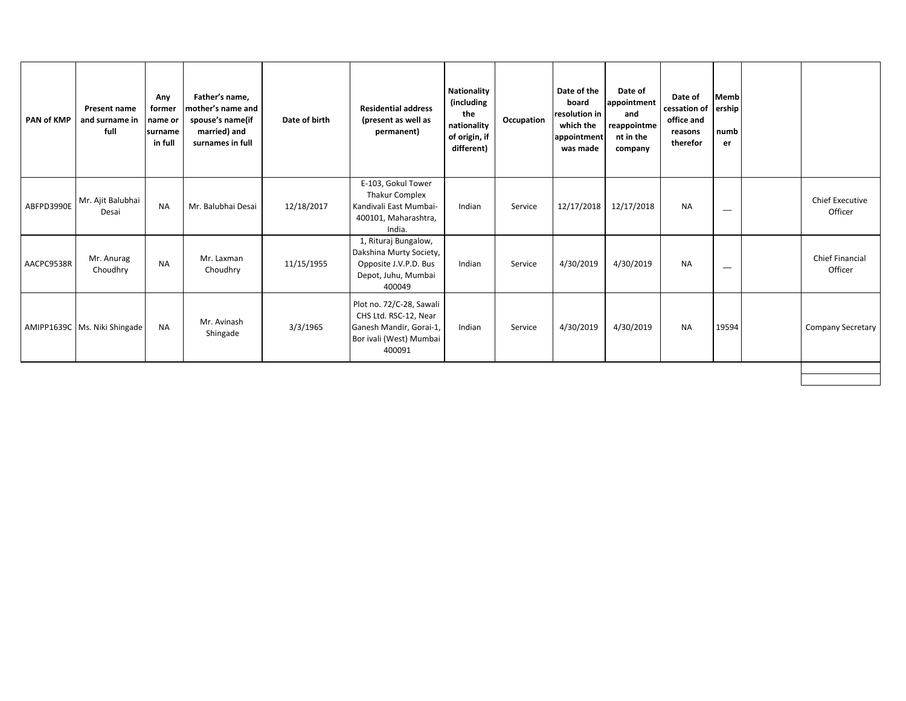| PAN of KMP | Present name and surname in full | Any former name or surname in full | Father's name, mother's name and spouse's name(if married) and surnames in full | Date of birth | Residential address (present as well as permanent) | Nationality (including the nationality of origin, if different) | Occupation | Date of the board resolution in which the appointment was made | Date of appointment and reappointment in the company | Date of cessation of office and reasons therefor | Membership number | | |
|---|---|---|---|---|---|---|---|---|---|---|---|---|---|
| ABFPD3990E | Mr. Ajit Balubhai Desai | NA | Mr. Balubhai Desai | 12/18/2017 | E-103, Gokul Tower Thakur Complex Kandivali East Mumbai-400101, Maharashtra, India. | Indian | Service | 12/17/2018 | 12/17/2018 | NA | — | | Chief Executive Officer |
| AACPC9538R | Mr. Anurag Choudhry | NA | Mr. Laxman Choudhry | 11/15/1955 | 1, Rituraj Bungalow, Dakshina Murty Society, Opposite J.V.P.D. Bus Depot, Juhu, Mumbai 400049 | Indian | Service | 4/30/2019 | 4/30/2019 | NA | — | | Chief Financial Officer |
| AMIPP1639C | Ms. Niki Shingade | NA | Mr. Avinash Shingade | 3/3/1965 | Plot no. 72/C-28, Sawali CHS Ltd. RSC-12, Near Ganesh Mandir, Gorai-1, Bor ivali (West) Mumbai 400091 | Indian | Service | 4/30/2019 | 4/30/2019 | NA | 19594 | | Company Secretary |